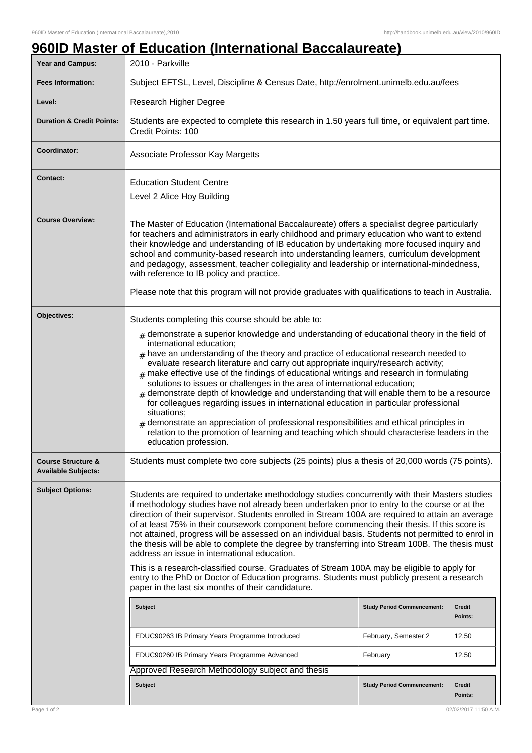# 960ID Master of Education (International Baccalaureate)

| | |
|---|---|
| **Year and Campus:** | 2010 - Parkville |
| **Fees Information:** | Subject EFTSL, Level, Discipline & Census Date, http://enrolment.unimelb.edu.au/fees |
| **Level:** | Research Higher Degree |
| **Duration & Credit Points:** | Students are expected to complete this research in 1.50 years full time, or equivalent part time. Credit Points: 100 |
| **Coordinator:** | Associate Professor Kay Margetts |
| **Contact:** | Education Student Centre<br>Level 2 Alice Hoy Building |
| **Course Overview:** | The Master of Education (International Baccalaureate) offers a specialist degree particularly for teachers and administrators in early childhood and primary education who want to extend their knowledge and understanding of IB education by undertaking more focused inquiry and school and community-based research into understanding learners, curriculum development and pedagogy, assessment, teacher collegiality and leadership or international-mindedness, with reference to IB policy and practice.<br><br>Please note that this program will not provide graduates with qualifications to teach in Australia. |
| **Objectives:** | Students completing this course should be able to:<br># demonstrate a superior knowledge and understanding of educational theory in the field of international education;<br># have an understanding of the theory and practice of educational research needed to evaluate research literature and carry out appropriate inquiry/research activity;<br># make effective use of the findings of educational writings and research in formulating solutions to issues or challenges in the area of international education;<br># demonstrate depth of knowledge and understanding that will enable them to be a resource for colleagues regarding issues in international education in particular professional situations;<br># demonstrate an appreciation of professional responsibilities and ethical principles in relation to the promotion of learning and teaching which should characterise leaders in the education profession. |
| **Course Structure & Available Subjects:** | Students must complete two core subjects (25 points) plus a thesis of 20,000 words (75 points). |
| **Subject Options:** | Students are required to undertake methodology studies concurrently with their Masters studies if methodology studies have not already been undertaken prior to entry to the course or at the direction of their supervisor. Students enrolled in Stream 100A are required to attain an average of at least 75% in their coursework component before commencing their thesis. If this score is not attained, progress will be assessed on an individual basis. Students not permitted to enrol in the thesis will be able to complete the degree by transferring into Stream 100B. The thesis must address an issue in international education.<br><br>This is a research-classified course. Graduates of Stream 100A may be eligible to apply for entry to the PhD or Doctor of Education programs. Students must publicly present a research paper in the last six months of their candidature. |

| Subject | Study Period Commencement: | Credit Points: |
|---|---|---|
| EDUC90263 IB Primary Years Programme Introduced | February, Semester 2 | 12.50 |
| EDUC90260 IB Primary Years Programme Advanced | February | 12.50 |

Approved Research Methodology subject and thesis

| Subject | Study Period Commencement: | Credit Points: |
|---|---|---|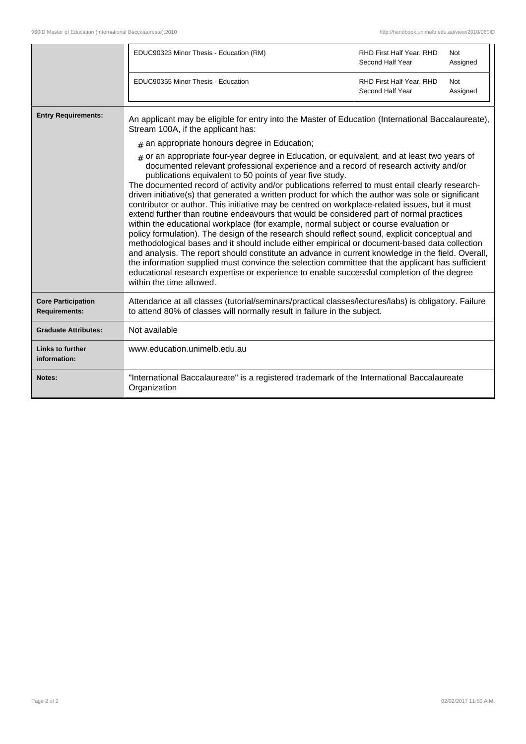| | | | |
|---|---|---|---|
| | EDUC90323 Minor Thesis - Education (RM) | RHD First Half Year, RHD Second Half Year | Not Assigned |
| | EDUC90355 Minor Thesis - Education | RHD First Half Year, RHD Second Half Year | Not Assigned |

| | |
|---|---|
| **Entry Requirements:** | An applicant may be eligible for entry into the Master of Education (International Baccalaureate), Stream 100A, if the applicant has:<br># an appropriate honours degree in Education;<br># or an appropriate four-year degree in Education, or equivalent, and at least two years of documented relevant professional experience and a record of research activity and/or publications equivalent to 50 points of year five study.<br>The documented record of activity and/or publications referred to must entail clearly research-driven initiative(s) that generated a written product for which the author was sole or significant contributor or author. This initiative may be centred on workplace-related issues, but it must extend further than routine endeavours that would be considered part of normal practices within the educational workplace (for example, normal subject or course evaluation or policy formulation). The design of the research should reflect sound, explicit conceptual and methodological bases and it should include either empirical or document-based data collection and analysis. The report should constitute an advance in current knowledge in the field. Overall, the information supplied must convince the selection committee that the applicant has sufficient educational research expertise or experience to enable successful completion of the degree within the time allowed. |
| **Core Participation Requirements:** | Attendance at all classes (tutorial/seminars/practical classes/lectures/labs) is obligatory. Failure to attend 80% of classes will normally result in failure in the subject. |
| **Graduate Attributes:** | Not available |
| **Links to further information:** | www.education.unimelb.edu.au |
| **Notes:** | "International Baccalaureate" is a registered trademark of the International Baccalaureate Organization |